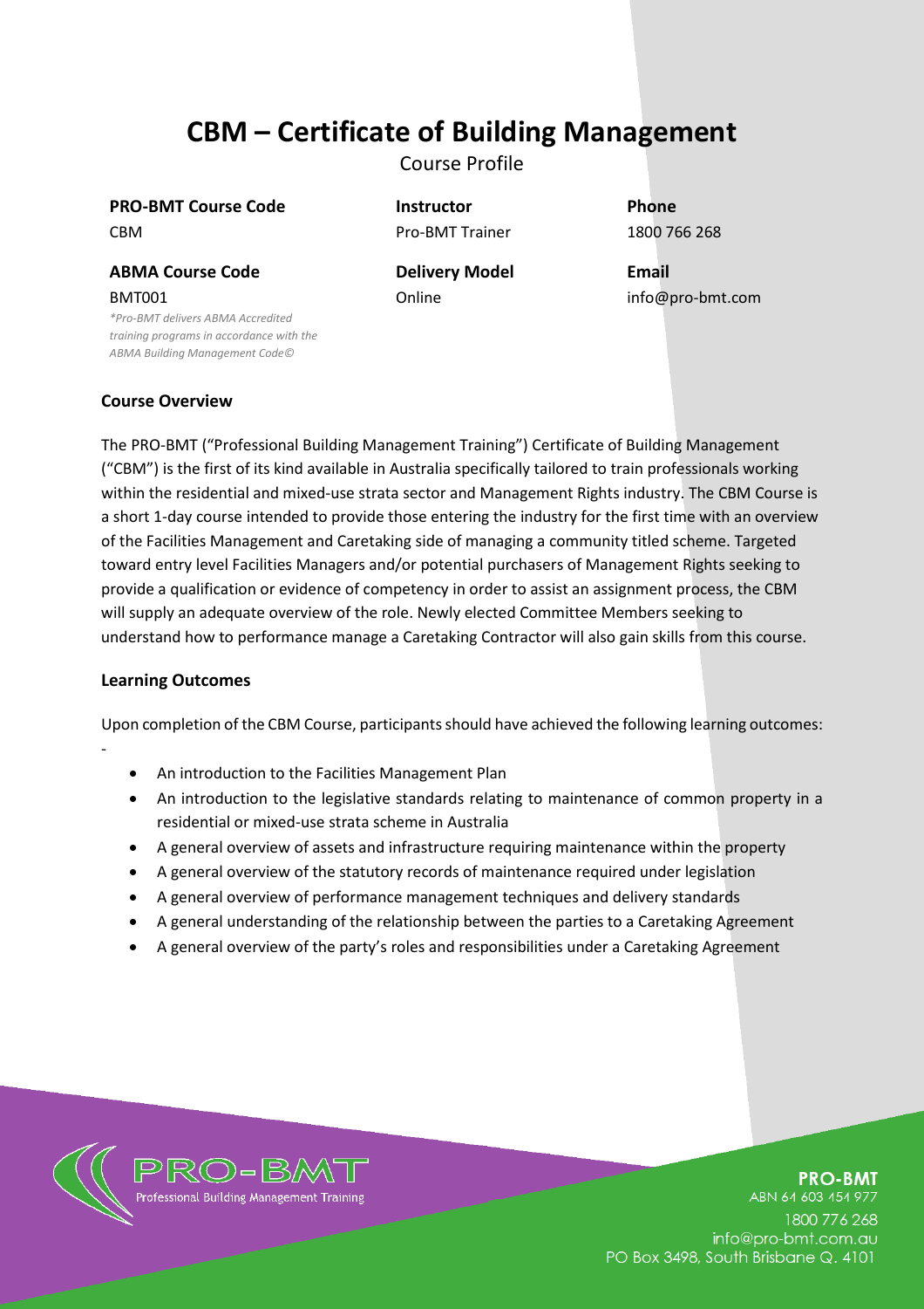# CBM – Certificate of Building Management

Course Profile

| PRO-BMT Course Code | Instructor | Phone |
| --- | --- | --- |
| CBM | Pro-BMT Trainer | 1800 766 268 |
| **ABMA Course Code** | **Delivery Model** | **Email** |
| BMT001 | Online | info@pro-bmt.com |

*\*Pro-BMT delivers ABMA Accredited training programs in accordance with the ABMA Building Management Code©*

## Course Overview

The PRO-BMT ("Professional Building Management Training") Certificate of Building Management ("CBM") is the first of its kind available in Australia specifically tailored to train professionals working within the residential and mixed-use strata sector and Management Rights industry. The CBM Course is a short 1-day course intended to provide those entering the industry for the first time with an overview of the Facilities Management and Caretaking side of managing a community titled scheme. Targeted toward entry level Facilities Managers and/or potential purchasers of Management Rights seeking to provide a qualification or evidence of competency in order to assist an assignment process, the CBM will supply an adequate overview of the role. Newly elected Committee Members seeking to understand how to performance manage a Caretaking Contractor will also gain skills from this course.

## Learning Outcomes

Upon completion of the CBM Course, participants should have achieved the following learning outcomes:

-

- An introduction to the Facilities Management Plan
- An introduction to the legislative standards relating to maintenance of common property in a residential or mixed-use strata scheme in Australia
- A general overview of assets and infrastructure requiring maintenance within the property
- A general overview of the statutory records of maintenance required under legislation
- A general overview of performance management techniques and delivery standards
- A general understanding of the relationship between the parties to a Caretaking Agreement
- A general overview of the party's roles and responsibilities under a Caretaking Agreement

PRO-BMT
Professional Building Management Training

**PRO-BMT**
ABN 64 603 454 977
1800 776 268
info@pro-bmt.com.au
PO Box 3498, South Brisbane Q. 4101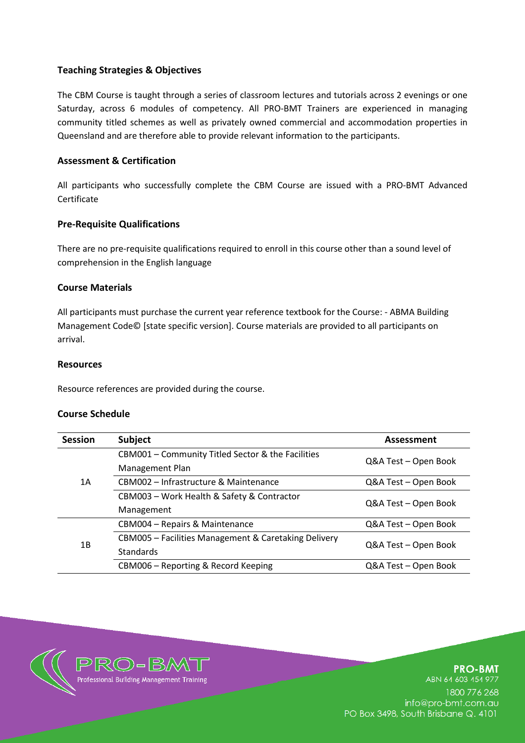### Teaching Strategies & Objectives

The CBM Course is taught through a series of classroom lectures and tutorials across 2 evenings or one Saturday, across 6 modules of competency. All PRO-BMT Trainers are experienced in managing community titled schemes as well as privately owned commercial and accommodation properties in Queensland and are therefore able to provide relevant information to the participants.

### Assessment & Certification

All participants who successfully complete the CBM Course are issued with a PRO-BMT Advanced Certificate

### Pre-Requisite Qualifications

There are no pre-requisite qualifications required to enroll in this course other than a sound level of comprehension in the English language

### Course Materials

All participants must purchase the current year reference textbook for the Course: - ABMA Building Management Code© [state specific version]. Course materials are provided to all participants on arrival.

### Resources

Resource references are provided during the course.

### Course Schedule

| Session | Subject | Assessment |
| --- | --- | --- |
| 1A | CBM001 – Community Titled Sector & the Facilities Management Plan | Q&A Test – Open Book |
| | CBM002 – Infrastructure & Maintenance | Q&A Test – Open Book |
| | CBM003 – Work Health & Safety & Contractor Management | Q&A Test – Open Book |
| 1B | CBM004 – Repairs & Maintenance | Q&A Test – Open Book |
| | CBM005 – Facilities Management & Caretaking Delivery Standards | Q&A Test – Open Book |
| | CBM006 – Reporting & Record Keeping | Q&A Test – Open Book |

PRO-BMT
Professional Building Management Training

**PRO-BMT**
ABN 64 603 454 977
1800 776 268
info@pro-bmt.com.au
PO Box 3498, South Brisbane Q. 4101